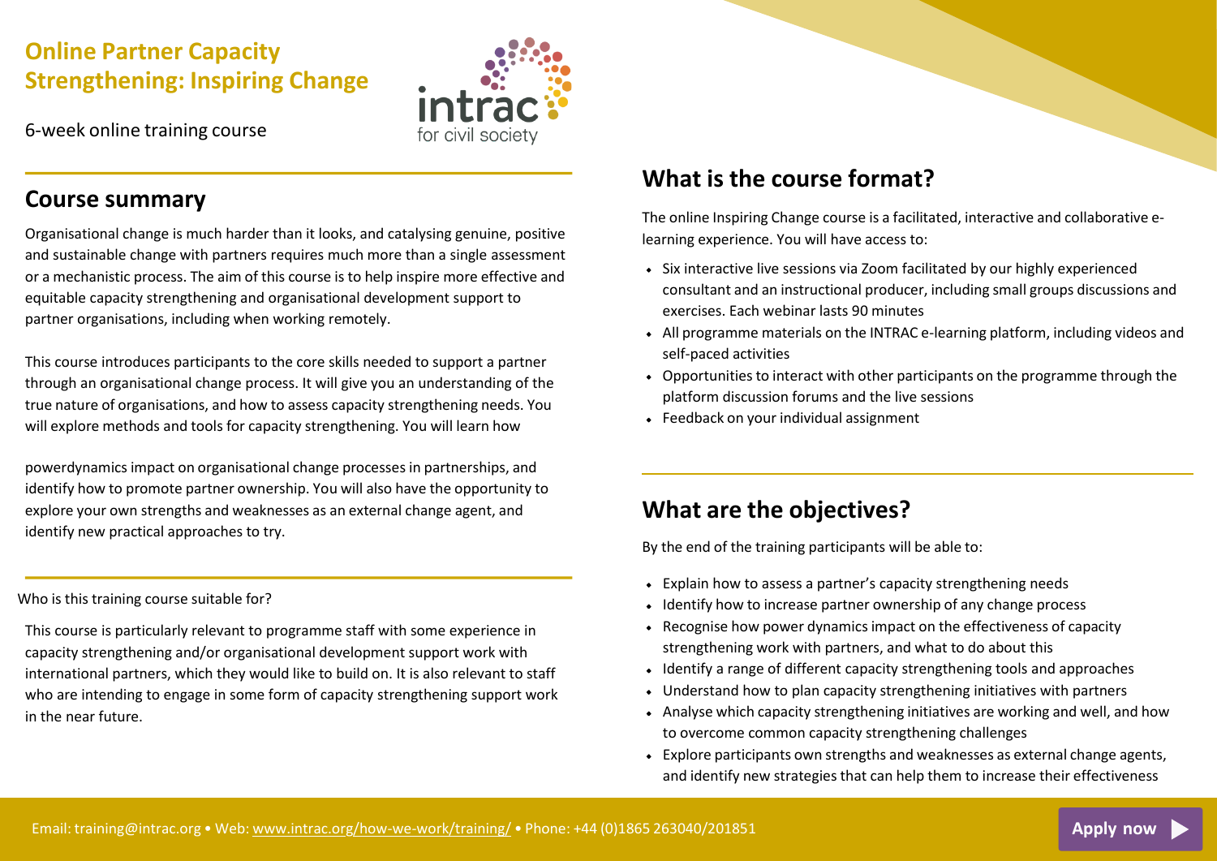# Online Partner Capacity Strengthening: Inspiring Change

6-week online training course

## Course summary

Organisational change is much harder than it looks, and catalysing genuine, positive and sustainable change with partners requires much more than a single assessment or a mechanistic process. The aim of this course is to help inspire more effective and equitable capacity strengthening and organisational development support to partner organisations, including when working remotely.

This course introduces participants to the core skills needed to support a partner through an organisational change process. It will give you an understanding of the true nature of organisations, and how to assess capacity strengthening needs. You will explore methods and tools for capacity strengthening. You will learn how powerdynamics impact on organisational change processes in partnerships, and identify how to promote partner ownership. You will also have the opportunity to explore your own strengths and weaknesses as an external change agent, and identify new practical approaches to try.

Who is this training course suitable for?

This course is particularly relevant to programme staff with some experience in capacity strengthening and/or organisational development support work with international partners, which they would like to build on. It is also relevant to staff who are intending to engage in some form of capacity strengthening support work in the near future.

## What is the course format?

The online Inspiring Change course is a facilitated, interactive and collaborative e-learning experience. You will have access to:

- Six interactive live sessions via Zoom facilitated by our highly experienced consultant and an instructional producer, including small groups discussions and exercises. Each webinar lasts 90 minutes
- All programme materials on the INTRAC e-learning platform, including videos and self-paced activities
- Opportunities to interact with other participants on the programme through the platform discussion forums and the live sessions
- Feedback on your individual assignment

## What are the objectives?

By the end of the training participants will be able to:

- Explain how to assess a partner's capacity strengthening needs
- Identify how to increase partner ownership of any change process
- Recognise how power dynamics impact on the effectiveness of capacity strengthening work with partners, and what to do about this
- Identify a range of different capacity strengthening tools and approaches
- Understand how to plan capacity strengthening initiatives with partners
- Analyse which capacity strengthening initiatives are working and well, and how to overcome common capacity strengthening challenges
- Explore participants own strengths and weaknesses as external change agents, and identify new strategies that can help them to increase their effectiveness

Email: training@intrac.org • Web: www.intrac.org/how-we-work/training/ • Phone: +44 (0)1865 263040/201851

Apply now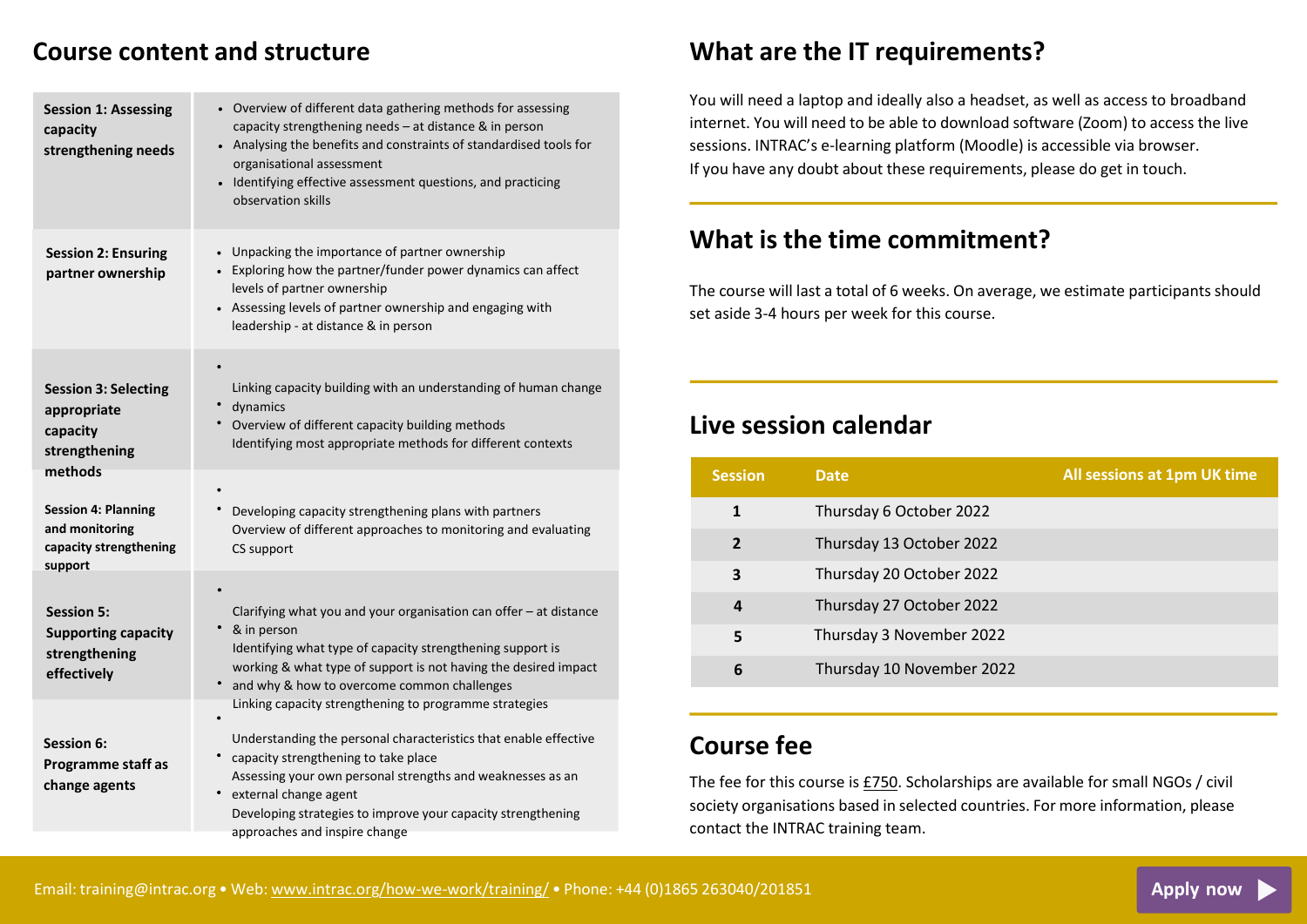## Course content and structure

| | |
|---|---|
| **Session 1: Assessing capacity strengthening needs** | • Overview of different data gathering methods for assessing capacity strengthening needs – at distance & in person<br>• Analysing the benefits and constraints of standardised tools for organisational assessment<br>• Identifying effective assessment questions, and practicing observation skills |
| **Session 2: Ensuring partner ownership** | • Unpacking the importance of partner ownership<br>• Exploring how the partner/funder power dynamics can affect levels of partner ownership<br>• Assessing levels of partner ownership and engaging with leadership - at distance & in person |
| **Session 3: Selecting appropriate capacity strengthening methods** | • Linking capacity building with an understanding of human change dynamics<br>• Overview of different capacity building methods<br>• Identifying most appropriate methods for different contexts |
| **Session 4: Planning and monitoring capacity strengthening support** | • Developing capacity strengthening plans with partners<br>• Overview of different approaches to monitoring and evaluating CS support |
| **Session 5: Supporting capacity strengthening effectively** | • Clarifying what you and your organisation can offer – at distance & in person<br>• Identifying what type of capacity strengthening support is working & what type of support is not having the desired impact and why & how to overcome common challenges<br>• Linking capacity strengthening to programme strategies |
| **Session 6: Programme staff as change agents** | • Understanding the personal characteristics that enable effective capacity strengthening to take place<br>• Assessing your own personal strengths and weaknesses as an external change agent<br>• Developing strategies to improve your capacity strengthening approaches and inspire change |

## What are the IT requirements?

You will need a laptop and ideally also a headset, as well as access to broadband internet. You will need to be able to download software (Zoom) to access the live sessions. INTRAC's e-learning platform (Moodle) is accessible via browser. If you have any doubt about these requirements, please do get in touch.

## What is the time commitment?

The course will last a total of 6 weeks. On average, we estimate participants should set aside 3-4 hours per week for this course.

## Live session calendar

| Session | Date | All sessions at 1pm UK time |
|---|---|---|
| 1 | Thursday 6 October 2022 | |
| 2 | Thursday 13 October 2022 | |
| 3 | Thursday 20 October 2022 | |
| 4 | Thursday 27 October 2022 | |
| 5 | Thursday 3 November 2022 | |
| 6 | Thursday 10 November 2022 | |

## Course fee

The fee for this course is £750. Scholarships are available for small NGOs / civil society organisations based in selected countries. For more information, please contact the INTRAC training team.

Email: training@intrac.org • Web: www.intrac.org/how-we-work/training/ • Phone: +44 (0)1865 263040/201851

Apply now